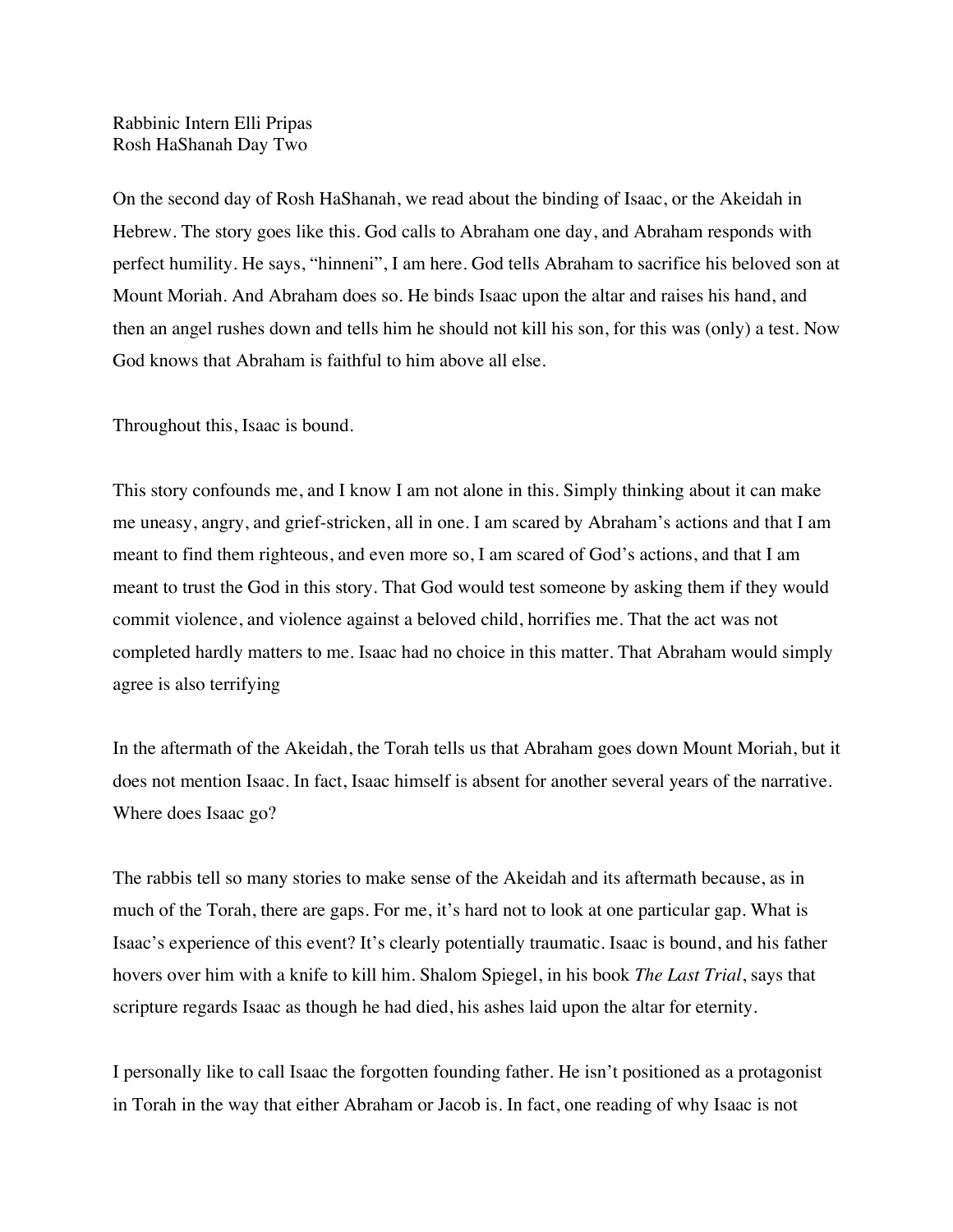Rabbinic Intern Elli Pripas
Rosh HaShanah Day Two

On the second day of Rosh HaShanah, we read about the binding of Isaac, or the Akeidah in Hebrew. The story goes like this. God calls to Abraham one day, and Abraham responds with perfect humility. He says, "hinneni", I am here. God tells Abraham to sacrifice his beloved son at Mount Moriah. And Abraham does so. He binds Isaac upon the altar and raises his hand, and then an angel rushes down and tells him he should not kill his son, for this was (only) a test. Now God knows that Abraham is faithful to him above all else.

Throughout this, Isaac is bound.

This story confounds me, and I know I am not alone in this. Simply thinking about it can make me uneasy, angry, and grief-stricken, all in one. I am scared by Abraham's actions and that I am meant to find them righteous, and even more so, I am scared of God's actions, and that I am meant to trust the God in this story. That God would test someone by asking them if they would commit violence, and violence against a beloved child, horrifies me. That the act was not completed hardly matters to me. Isaac had no choice in this matter. That Abraham would simply agree is also terrifying

In the aftermath of the Akeidah, the Torah tells us that Abraham goes down Mount Moriah, but it does not mention Isaac. In fact, Isaac himself is absent for another several years of the narrative. Where does Isaac go?

The rabbis tell so many stories to make sense of the Akeidah and its aftermath because, as in much of the Torah, there are gaps. For me, it's hard not to look at one particular gap. What is Isaac's experience of this event? It's clearly potentially traumatic. Isaac is bound, and his father hovers over him with a knife to kill him. Shalom Spiegel, in his book *The Last Trial*, says that scripture regards Isaac as though he had died, his ashes laid upon the altar for eternity.

I personally like to call Isaac the forgotten founding father. He isn't positioned as a protagonist in Torah in the way that either Abraham or Jacob is. In fact, one reading of why Isaac is not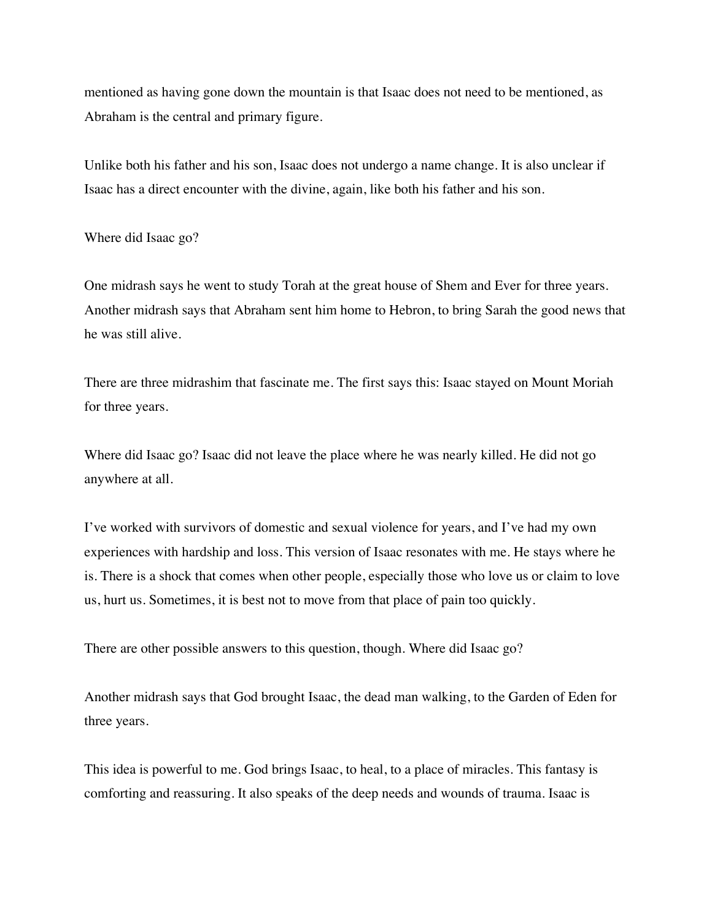mentioned as having gone down the mountain is that Isaac does not need to be mentioned, as Abraham is the central and primary figure.

Unlike both his father and his son, Isaac does not undergo a name change. It is also unclear if Isaac has a direct encounter with the divine, again, like both his father and his son.

Where did Isaac go?

One midrash says he went to study Torah at the great house of Shem and Ever for three years. Another midrash says that Abraham sent him home to Hebron, to bring Sarah the good news that he was still alive.

There are three midrashim that fascinate me. The first says this: Isaac stayed on Mount Moriah for three years.

Where did Isaac go? Isaac did not leave the place where he was nearly killed. He did not go anywhere at all.

I've worked with survivors of domestic and sexual violence for years, and I've had my own experiences with hardship and loss. This version of Isaac resonates with me. He stays where he is. There is a shock that comes when other people, especially those who love us or claim to love us, hurt us. Sometimes, it is best not to move from that place of pain too quickly.

There are other possible answers to this question, though. Where did Isaac go?

Another midrash says that God brought Isaac, the dead man walking, to the Garden of Eden for three years.

This idea is powerful to me. God brings Isaac, to heal, to a place of miracles. This fantasy is comforting and reassuring. It also speaks of the deep needs and wounds of trauma. Isaac is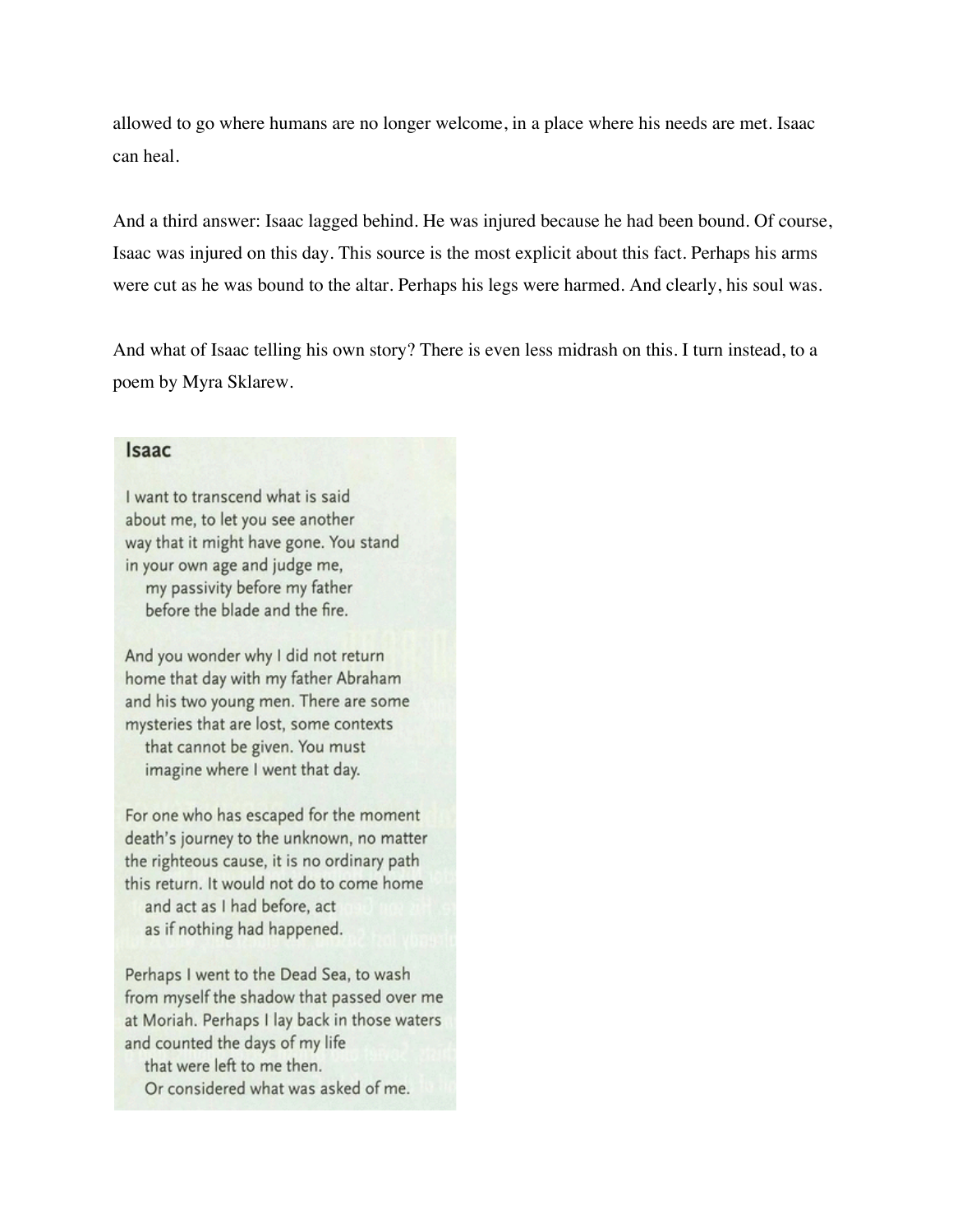allowed to go where humans are no longer welcome, in a place where his needs are met. Isaac can heal.

And a third answer: Isaac lagged behind. He was injured because he had been bound. Of course, Isaac was injured on this day. This source is the most explicit about this fact. Perhaps his arms were cut as he was bound to the altar. Perhaps his legs were harmed. And clearly, his soul was.

And what of Isaac telling his own story? There is even less midrash on this. I turn instead, to a poem by Myra Sklarew.

## Isaac

I want to transcend what is said  
about me, to let you see another  
way that it might have gone. You stand  
in your own age and judge me,  
  my passivity before my father  
  before the blade and the fire.

And you wonder why I did not return  
home that day with my father Abraham  
and his two young men. There are some  
mysteries that are lost, some contexts  
  that cannot be given. You must  
  imagine where I went that day.

For one who has escaped for the moment  
death's journey to the unknown, no matter  
the righteous cause, it is no ordinary path  
this return. It would not do to come home  
  and act as I had before, act  
  as if nothing had happened.

Perhaps I went to the Dead Sea, to wash  
from myself the shadow that passed over me  
at Moriah. Perhaps I lay back in those waters  
and counted the days of my life  
  that were left to me then.  
  Or considered what was asked of me.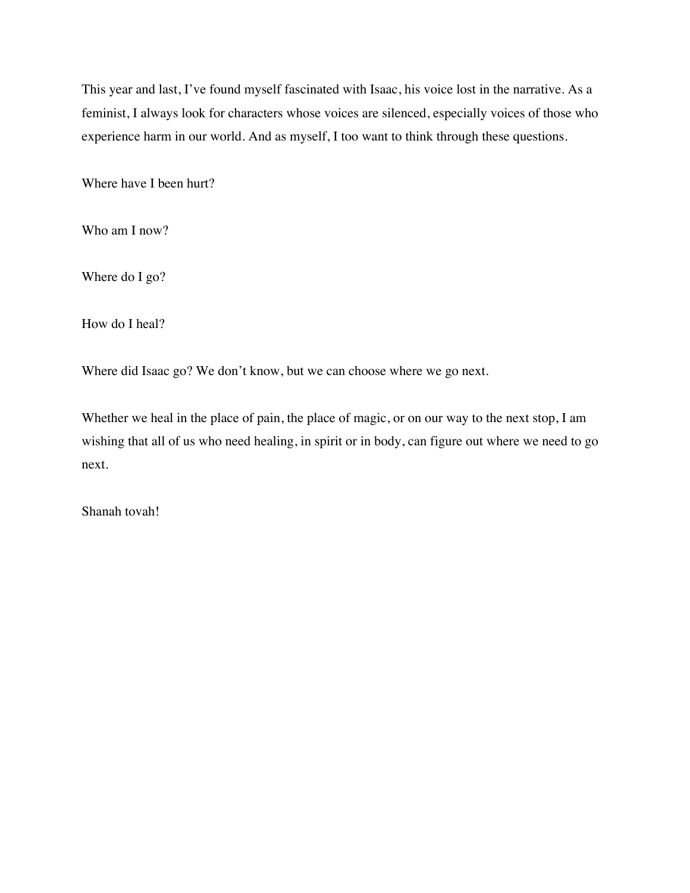This year and last, I've found myself fascinated with Isaac, his voice lost in the narrative. As a feminist, I always look for characters whose voices are silenced, especially voices of those who experience harm in our world. And as myself, I too want to think through these questions.

Where have I been hurt?

Who am I now?

Where do I go?

How do I heal?

Where did Isaac go? We don't know, but we can choose where we go next.

Whether we heal in the place of pain, the place of magic, or on our way to the next stop, I am wishing that all of us who need healing, in spirit or in body, can figure out where we need to go next.

Shanah tovah!